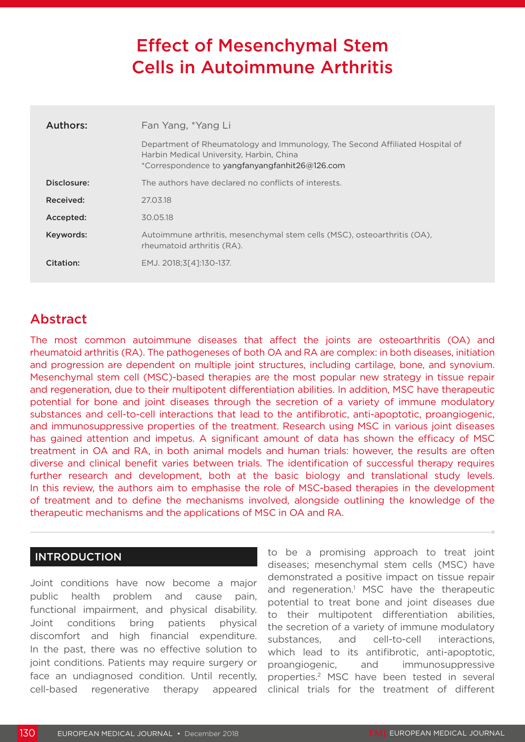# Effect of Mesenchymal Stem Cells in Autoimmune Arthritis

| | |
|---|---|
| **Authors:** | Fan Yang, *Yang Li |
| | Department of Rheumatology and Immunology, The Second Affiliated Hospital of Harbin Medical University, Harbin, China<br>*Correspondence to yangfanyangfanhit26@126.com |
| **Disclosure:** | The authors have declared no conflicts of interests. |
| **Received:** | 27.03.18 |
| **Accepted:** | 30.05.18 |
| **Keywords:** | Autoimmune arthritis, mesenchymal stem cells (MSC), osteoarthritis (OA), rheumatoid arthritis (RA). |
| **Citation:** | EMJ. 2018;3[4]:130-137. |

## Abstract

The most common autoimmune diseases that affect the joints are osteoarthritis (OA) and rheumatoid arthritis (RA). The pathogeneses of both OA and RA are complex: in both diseases, initiation and progression are dependent on multiple joint structures, including cartilage, bone, and synovium. Mesenchymal stem cell (MSC)-based therapies are the most popular new strategy in tissue repair and regeneration, due to their multipotent differentiation abilities. In addition, MSC have therapeutic potential for bone and joint diseases through the secretion of a variety of immune modulatory substances and cell-to-cell interactions that lead to the antifibrotic, anti-apoptotic, proangiogenic, and immunosuppressive properties of the treatment. Research using MSC in various joint diseases has gained attention and impetus. A significant amount of data has shown the efficacy of MSC treatment in OA and RA, in both animal models and human trials: however, the results are often diverse and clinical benefit varies between trials. The identification of successful therapy requires further research and development, both at the basic biology and translational study levels. In this review, the authors aim to emphasise the role of MSC-based therapies in the development of treatment and to define the mechanisms involved, alongside outlining the knowledge of the therapeutic mechanisms and the applications of MSC in OA and RA.

## INTRODUCTION

Joint conditions have now become a major public health problem and cause pain, functional impairment, and physical disability. Joint conditions bring patients physical discomfort and high financial expenditure. In the past, there was no effective solution to joint conditions. Patients may require surgery or face an undiagnosed condition. Until recently, cell-based regenerative therapy appeared to be a promising approach to treat joint diseases; mesenchymal stem cells (MSC) have demonstrated a positive impact on tissue repair and regeneration.[1] MSC have the therapeutic potential to treat bone and joint diseases due to their multipotent differentiation abilities, the secretion of a variety of immune modulatory substances, and cell-to-cell interactions, which lead to its antifibrotic, anti-apoptotic, proangiogenic, and immunosuppressive properties.[2] MSC have been tested in several clinical trials for the treatment of different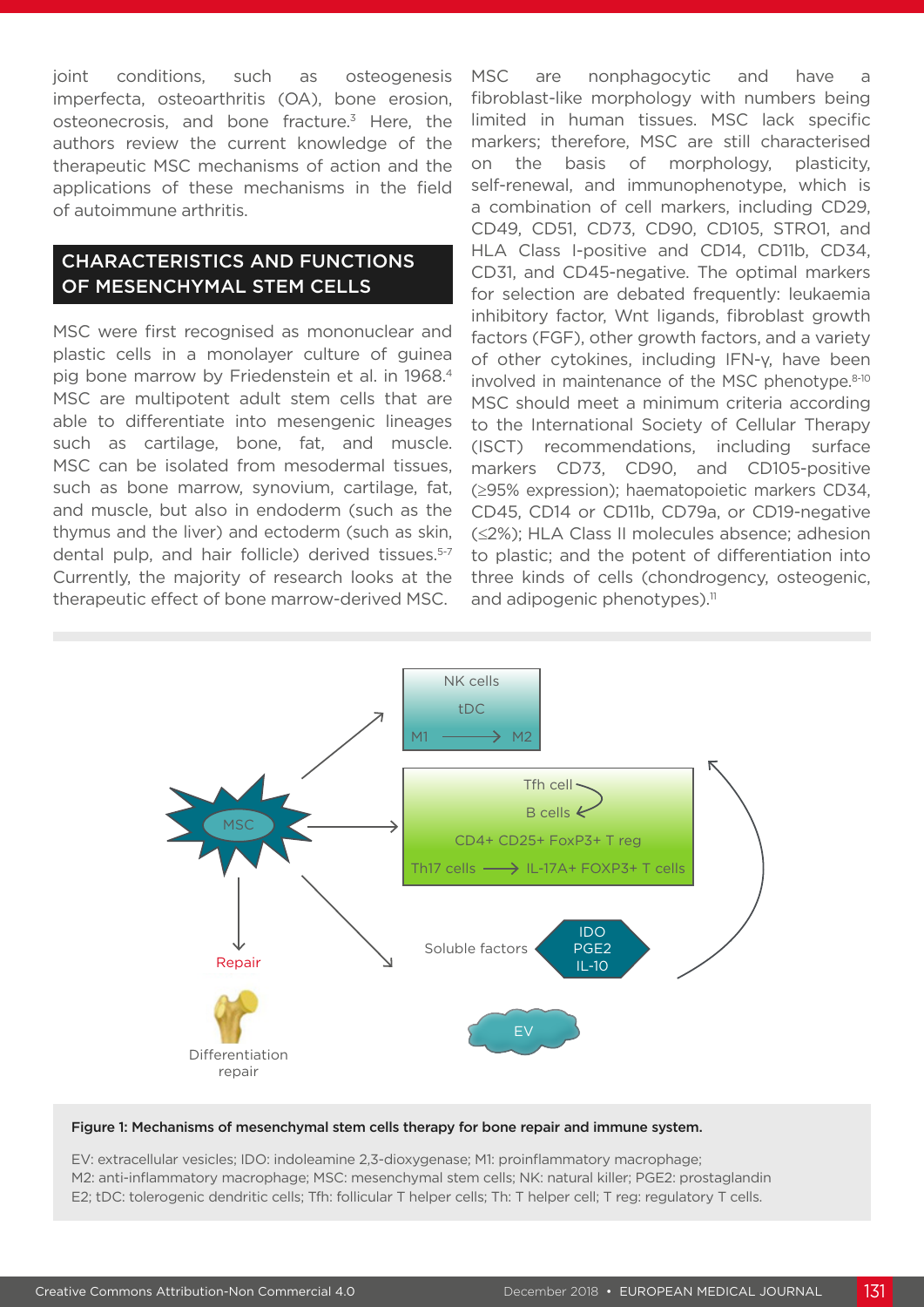joint conditions, such as osteogenesis imperfecta, osteoarthritis (OA), bone erosion, osteonecrosis, and bone fracture.[3] Here, the authors review the current knowledge of the therapeutic MSC mechanisms of action and the applications of these mechanisms in the field of autoimmune arthritis.

## CHARACTERISTICS AND FUNCTIONS OF MESENCHYMAL STEM CELLS

MSC were first recognised as mononuclear and plastic cells in a monolayer culture of guinea pig bone marrow by Friedenstein et al. in 1968.[4] MSC are multipotent adult stem cells that are able to differentiate into mesengenic lineages such as cartilage, bone, fat, and muscle. MSC can be isolated from mesodermal tissues, such as bone marrow, synovium, cartilage, fat, and muscle, but also in endoderm (such as the thymus and the liver) and ectoderm (such as skin, dental pulp, and hair follicle) derived tissues.[5-7] Currently, the majority of research looks at the therapeutic effect of bone marrow-derived MSC.

MSC are nonphagocytic and have a fibroblast-like morphology with numbers being limited in human tissues. MSC lack specific markers; therefore, MSC are still characterised on the basis of morphology, plasticity, self-renewal, and immunophenotype, which is a combination of cell markers, including CD29, CD49, CD51, CD73, CD90, CD105, STRO1, and HLA Class I-positive and CD14, CD11b, CD34, CD31, and CD45-negative. The optimal markers for selection are debated frequently: leukaemia inhibitory factor, Wnt ligands, fibroblast growth factors (FGF), other growth factors, and a variety of other cytokines, including IFN-γ, have been involved in maintenance of the MSC phenotype.[8-10] MSC should meet a minimum criteria according to the International Society of Cellular Therapy (ISCT) recommendations, including surface markers CD73, CD90, and CD105-positive (≥95% expression); haematopoietic markers CD34, CD45, CD14 or CD11b, CD79a, or CD19-negative (≤2%); HLA Class II molecules absence; adhesion to plastic; and the potent of differentiation into three kinds of cells (chondrogency, osteogenic, and adipogenic phenotypes).[11]

**Figure 1: Mechanisms of mesenchymal stem cells therapy for bone repair and immune system.**

EV: extracellular vesicles; IDO: indoleamine 2,3-dioxygenase; M1: proinflammatory macrophage; M2: anti-inflammatory macrophage; MSC: mesenchymal stem cells; NK: natural killer; PGE2: prostaglandin E2; tDC: tolerogenic dendritic cells; Tfh: follicular T helper cells; Th: T helper cell; T reg: regulatory T cells.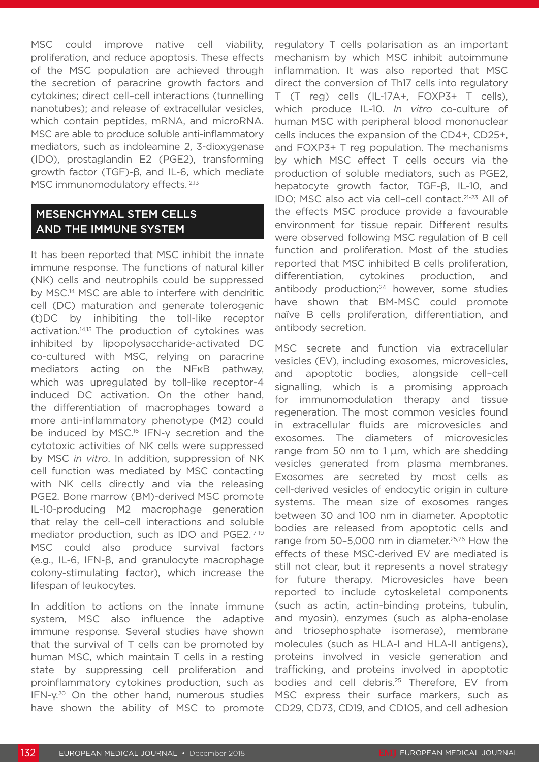MSC could improve native cell viability, proliferation, and reduce apoptosis. These effects of the MSC population are achieved through the secretion of paracrine growth factors and cytokines; direct cell–cell interactions (tunnelling nanotubes); and release of extracellular vesicles, which contain peptides, mRNA, and microRNA. MSC are able to produce soluble anti-inflammatory mediators, such as indoleamine 2, 3-dioxygenase (IDO), prostaglandin E2 (PGE2), transforming growth factor (TGF)-β, and IL-6, which mediate MSC immunomodulatory effects.[12,13]

## MESENCHYMAL STEM CELLS AND THE IMMUNE SYSTEM

It has been reported that MSC inhibit the innate immune response. The functions of natural killer (NK) cells and neutrophils could be suppressed by MSC.[14] MSC are able to interfere with dendritic cell (DC) maturation and generate tolerogenic (t)DC by inhibiting the toll-like receptor activation.[14,15] The production of cytokines was inhibited by lipopolysaccharide-activated DC co-cultured with MSC, relying on paracrine mediators acting on the NFκB pathway, which was upregulated by toll-like receptor-4 induced DC activation. On the other hand, the differentiation of macrophages toward a more anti-inflammatory phenotype (M2) could be induced by MSC.[16] IFN-γ secretion and the cytotoxic activities of NK cells were suppressed by MSC *in vitro*. In addition, suppression of NK cell function was mediated by MSC contacting with NK cells directly and via the releasing PGE2. Bone marrow (BM)-derived MSC promote IL-10-producing M2 macrophage generation that relay the cell–cell interactions and soluble mediator production, such as IDO and PGE2.[17-19] MSC could also produce survival factors (e.g., IL-6, IFN-β, and granulocyte macrophage colony-stimulating factor), which increase the lifespan of leukocytes.

In addition to actions on the innate immune system, MSC also influence the adaptive immune response. Several studies have shown that the survival of T cells can be promoted by human MSC, which maintain T cells in a resting state by suppressing cell proliferation and proinflammatory cytokines production, such as IFN-γ.[20] On the other hand, numerous studies have shown the ability of MSC to promote regulatory T cells polarisation as an important mechanism by which MSC inhibit autoimmune inflammation. It was also reported that MSC direct the conversion of Th17 cells into regulatory T (T reg) cells (IL-17A+, FOXP3+ T cells), which produce IL-10. *In vitro* co-culture of human MSC with peripheral blood mononuclear cells induces the expansion of the CD4+, CD25+, and FOXP3+ T reg population. The mechanisms by which MSC effect T cells occurs via the production of soluble mediators, such as PGE2, hepatocyte growth factor, TGF-β, IL-10, and IDO; MSC also act via cell–cell contact.[21-23] All of the effects MSC produce provide a favourable environment for tissue repair. Different results were observed following MSC regulation of B cell function and proliferation. Most of the studies reported that MSC inhibited B cells proliferation, differentiation, cytokines production, and antibody production;[24] however, some studies have shown that BM-MSC could promote naïve B cells proliferation, differentiation, and antibody secretion.

MSC secrete and function via extracellular vesicles (EV), including exosomes, microvesicles, and apoptotic bodies, alongside cell–cell signalling, which is a promising approach for immunomodulation therapy and tissue regeneration. The most common vesicles found in extracellular fluids are microvesicles and exosomes. The diameters of microvesicles range from 50 nm to 1 µm, which are shedding vesicles generated from plasma membranes. Exosomes are secreted by most cells as cell-derived vesicles of endocytic origin in culture systems. The mean size of exosomes ranges between 30 and 100 nm in diameter. Apoptotic bodies are released from apoptotic cells and range from 50–5,000 nm in diameter.[25,26] How the effects of these MSC-derived EV are mediated is still not clear, but it represents a novel strategy for future therapy. Microvesicles have been reported to include cytoskeletal components (such as actin, actin-binding proteins, tubulin, and myosin), enzymes (such as alpha-enolase and triosephosphate isomerase), membrane molecules (such as HLA-I and HLA-II antigens), proteins involved in vesicle generation and trafficking, and proteins involved in apoptotic bodies and cell debris.[25] Therefore, EV from MSC express their surface markers, such as CD29, CD73, CD19, and CD105, and cell adhesion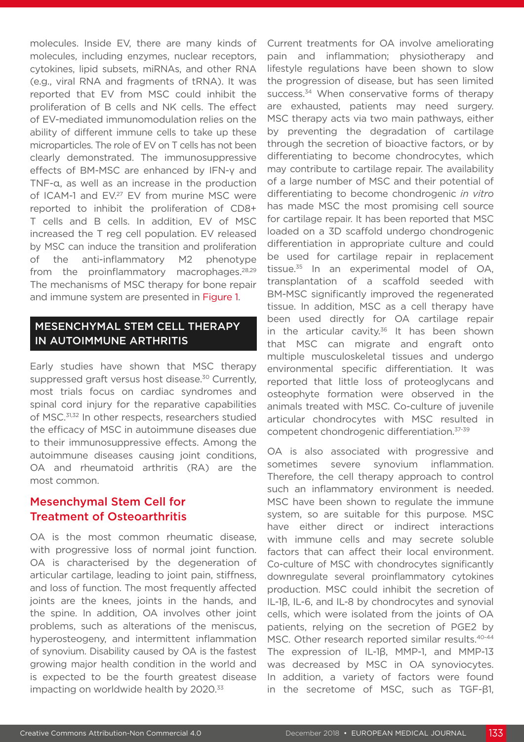molecules. Inside EV, there are many kinds of molecules, including enzymes, nuclear receptors, cytokines, lipid subsets, miRNAs, and other RNA (e.g., viral RNA and fragments of tRNA). It was reported that EV from MSC could inhibit the proliferation of B cells and NK cells. The effect of EV-mediated immunomodulation relies on the ability of different immune cells to take up these microparticles. The role of EV on T cells has not been clearly demonstrated. The immunosuppressive effects of BM-MSC are enhanced by IFN-γ and TNF-α, as well as an increase in the production of ICAM-1 and EV.[27] EV from murine MSC were reported to inhibit the proliferation of CD8+ T cells and B cells. In addition, EV of MSC increased the T reg cell population. EV released by MSC can induce the transition and proliferation of the anti-inflammatory M2 phenotype from the proinflammatory macrophages.[28,29] The mechanisms of MSC therapy for bone repair and immune system are presented in Figure 1.

## MESENCHYMAL STEM CELL THERAPY IN AUTOIMMUNE ARTHRITIS

Early studies have shown that MSC therapy suppressed graft versus host disease.[30] Currently, most trials focus on cardiac syndromes and spinal cord injury for the reparative capabilities of MSC.[31,32] In other respects, researchers studied the efficacy of MSC in autoimmune diseases due to their immunosuppressive effects. Among the autoimmune diseases causing joint conditions, OA and rheumatoid arthritis (RA) are the most common.

### Mesenchymal Stem Cell for Treatment of Osteoarthritis

OA is the most common rheumatic disease, with progressive loss of normal joint function. OA is characterised by the degeneration of articular cartilage, leading to joint pain, stiffness, and loss of function. The most frequently affected joints are the knees, joints in the hands, and the spine. In addition, OA involves other joint problems, such as alterations of the meniscus, hyperosteogeny, and intermittent inflammation of synovium. Disability caused by OA is the fastest growing major health condition in the world and is expected to be the fourth greatest disease impacting on worldwide health by 2020.[33]

Current treatments for OA involve ameliorating pain and inflammation; physiotherapy and lifestyle regulations have been shown to slow the progression of disease, but has seen limited success.[34] When conservative forms of therapy are exhausted, patients may need surgery. MSC therapy acts via two main pathways, either by preventing the degradation of cartilage through the secretion of bioactive factors, or by differentiating to become chondrocytes, which may contribute to cartilage repair. The availability of a large number of MSC and their potential of differentiating to become chondrogenic *in vitro* has made MSC the most promising cell source for cartilage repair. It has been reported that MSC loaded on a 3D scaffold undergo chondrogenic differentiation in appropriate culture and could be used for cartilage repair in replacement tissue.[35] In an experimental model of OA, transplantation of a scaffold seeded with BM-MSC significantly improved the regenerated tissue. In addition, MSC as a cell therapy have been used directly for OA cartilage repair in the articular cavity.[36] It has been shown that MSC can migrate and engraft onto multiple musculoskeletal tissues and undergo environmental specific differentiation. It was reported that little loss of proteoglycans and osteophyte formation were observed in the animals treated with MSC. Co-culture of juvenile articular chondrocytes with MSC resulted in competent chondrogenic differentiation.[37-39]

OA is also associated with progressive and sometimes severe synovium inflammation. Therefore, the cell therapy approach to control such an inflammatory environment is needed. MSC have been shown to regulate the immune system, so are suitable for this purpose. MSC have either direct or indirect interactions with immune cells and may secrete soluble factors that can affect their local environment. Co-culture of MSC with chondrocytes significantly downregulate several proinflammatory cytokines production. MSC could inhibit the secretion of IL-1β, IL-6, and IL-8 by chondrocytes and synovial cells, which were isolated from the joints of OA patients, relying on the secretion of PGE2 by MSC. Other research reported similar results.[40-44] The expression of IL-1β, MMP-1, and MMP-13 was decreased by MSC in OA synoviocytes. In addition, a variety of factors were found in the secretome of MSC, such as TGF-β1,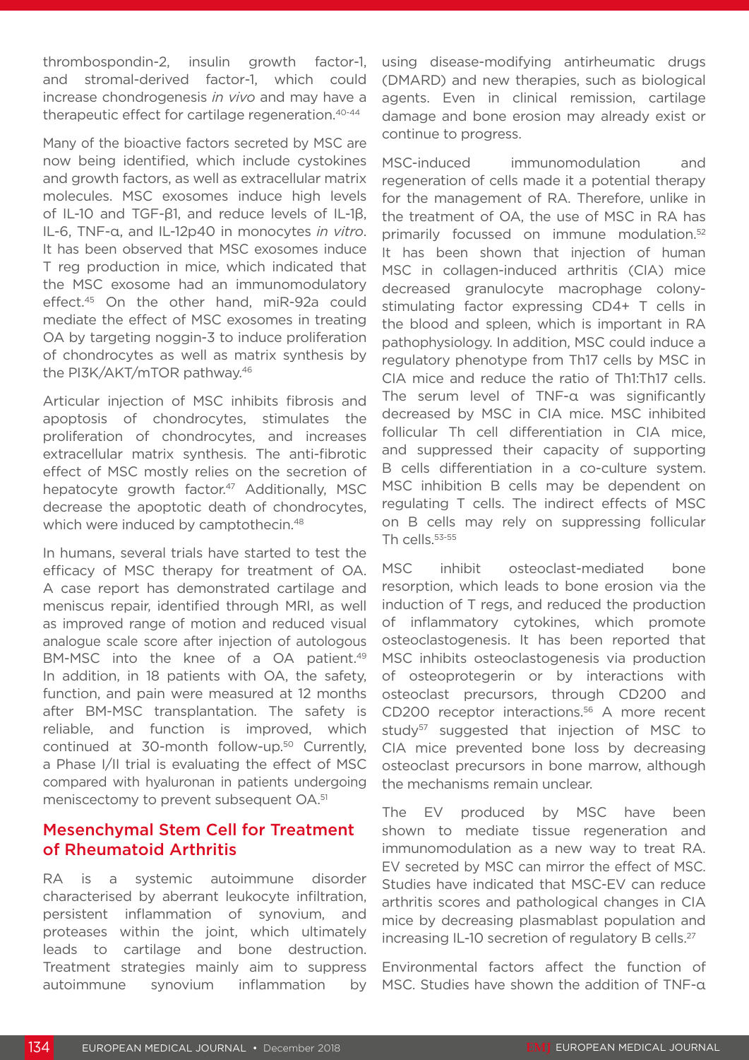thrombospondin-2, insulin growth factor-1, and stromal-derived factor-1, which could increase chondrogenesis *in vivo* and may have a therapeutic effect for cartilage regeneration.[40-44]

Many of the bioactive factors secreted by MSC are now being identified, which include cystokines and growth factors, as well as extracellular matrix molecules. MSC exosomes induce high levels of IL-10 and TGF-β1, and reduce levels of IL-1β, IL-6, TNF-α, and IL-12p40 in monocytes *in vitro*. It has been observed that MSC exosomes induce T reg production in mice, which indicated that the MSC exosome had an immunomodulatory effect.[45] On the other hand, miR-92a could mediate the effect of MSC exosomes in treating OA by targeting noggin-3 to induce proliferation of chondrocytes as well as matrix synthesis by the PI3K/AKT/mTOR pathway.[46]

Articular injection of MSC inhibits fibrosis and apoptosis of chondrocytes, stimulates the proliferation of chondrocytes, and increases extracellular matrix synthesis. The anti-fibrotic effect of MSC mostly relies on the secretion of hepatocyte growth factor.[47] Additionally, MSC decrease the apoptotic death of chondrocytes, which were induced by camptothecin.[48]

In humans, several trials have started to test the efficacy of MSC therapy for treatment of OA. A case report has demonstrated cartilage and meniscus repair, identified through MRI, as well as improved range of motion and reduced visual analogue scale score after injection of autologous BM-MSC into the knee of a OA patient.[49] In addition, in 18 patients with OA, the safety, function, and pain were measured at 12 months after BM-MSC transplantation. The safety is reliable, and function is improved, which continued at 30-month follow-up.[50] Currently, a Phase I/II trial is evaluating the effect of MSC compared with hyaluronan in patients undergoing meniscectomy to prevent subsequent OA.[51]

## Mesenchymal Stem Cell for Treatment of Rheumatoid Arthritis

RA is a systemic autoimmune disorder characterised by aberrant leukocyte infiltration, persistent inflammation of synovium, and proteases within the joint, which ultimately leads to cartilage and bone destruction. Treatment strategies mainly aim to suppress autoimmune synovium inflammation by using disease-modifying antirheumatic drugs (DMARD) and new therapies, such as biological agents. Even in clinical remission, cartilage damage and bone erosion may already exist or continue to progress.

MSC-induced immunomodulation and regeneration of cells made it a potential therapy for the management of RA. Therefore, unlike in the treatment of OA, the use of MSC in RA has primarily focussed on immune modulation.[52] It has been shown that injection of human MSC in collagen-induced arthritis (CIA) mice decreased granulocyte macrophage colony-stimulating factor expressing CD4+ T cells in the blood and spleen, which is important in RA pathophysiology. In addition, MSC could induce a regulatory phenotype from Th17 cells by MSC in CIA mice and reduce the ratio of Th1:Th17 cells. The serum level of TNF-α was significantly decreased by MSC in CIA mice. MSC inhibited follicular Th cell differentiation in CIA mice, and suppressed their capacity of supporting B cells differentiation in a co-culture system. MSC inhibition B cells may be dependent on regulating T cells. The indirect effects of MSC on B cells may rely on suppressing follicular Th cells.[53-55]

MSC inhibit osteoclast-mediated bone resorption, which leads to bone erosion via the induction of T regs, and reduced the production of inflammatory cytokines, which promote osteoclastogenesis. It has been reported that MSC inhibits osteoclastogenesis via production of osteoprotegerin or by interactions with osteoclast precursors, through CD200 and CD200 receptor interactions.[56] A more recent study[57] suggested that injection of MSC to CIA mice prevented bone loss by decreasing osteoclast precursors in bone marrow, although the mechanisms remain unclear.

The EV produced by MSC have been shown to mediate tissue regeneration and immunomodulation as a new way to treat RA. EV secreted by MSC can mirror the effect of MSC. Studies have indicated that MSC-EV can reduce arthritis scores and pathological changes in CIA mice by decreasing plasmablast population and increasing IL-10 secretion of regulatory B cells.[27]

Environmental factors affect the function of MSC. Studies have shown the addition of TNF-α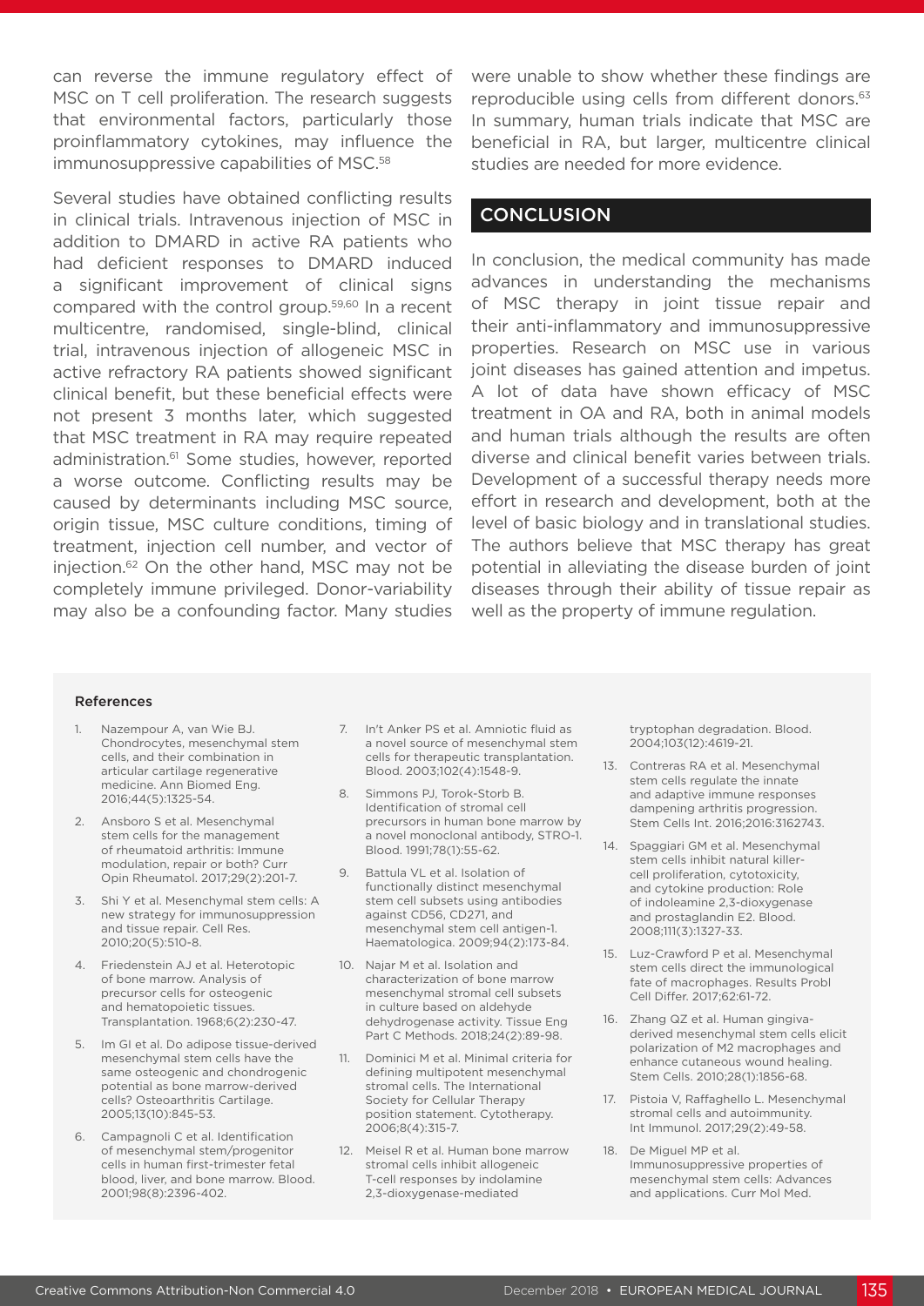can reverse the immune regulatory effect of MSC on T cell proliferation. The research suggests that environmental factors, particularly those proinflammatory cytokines, may influence the immunosuppressive capabilities of MSC.[58]

Several studies have obtained conflicting results in clinical trials. Intravenous injection of MSC in addition to DMARD in active RA patients who had deficient responses to DMARD induced a significant improvement of clinical signs compared with the control group.[59,60] In a recent multicentre, randomised, single-blind, clinical trial, intravenous injection of allogeneic MSC in active refractory RA patients showed significant clinical benefit, but these beneficial effects were not present 3 months later, which suggested that MSC treatment in RA may require repeated administration.[61] Some studies, however, reported a worse outcome. Conflicting results may be caused by determinants including MSC source, origin tissue, MSC culture conditions, timing of treatment, injection cell number, and vector of injection.[62] On the other hand, MSC may not be completely immune privileged. Donor-variability may also be a confounding factor. Many studies were unable to show whether these findings are reproducible using cells from different donors.[63] In summary, human trials indicate that MSC are beneficial in RA, but larger, multicentre clinical studies are needed for more evidence.

## CONCLUSION

In conclusion, the medical community has made advances in understanding the mechanisms of MSC therapy in joint tissue repair and their anti-inflammatory and immunosuppressive properties. Research on MSC use in various joint diseases has gained attention and impetus. A lot of data have shown efficacy of MSC treatment in OA and RA, both in animal models and human trials although the results are often diverse and clinical benefit varies between trials. Development of a successful therapy needs more effort in research and development, both at the level of basic biology and in translational studies. The authors believe that MSC therapy has great potential in alleviating the disease burden of joint diseases through their ability of tissue repair as well as the property of immune regulation.

### References

1. Nazempour A, van Wie BJ. Chondrocytes, mesenchymal stem cells, and their combination in articular cartilage regenerative medicine. Ann Biomed Eng. 2016;44(5):1325-54.
2. Ansboro S et al. Mesenchymal stem cells for the management of rheumatoid arthritis: Immune modulation, repair or both? Curr Opin Rheumatol. 2017;29(2):201-7.
3. Shi Y et al. Mesenchymal stem cells: A new strategy for immunosuppression and tissue repair. Cell Res. 2010;20(5):510-8.
4. Friedenstein AJ et al. Heterotopic of bone marrow. Analysis of precursor cells for osteogenic and hematopoietic tissues. Transplantation. 1968;6(2):230-47.
5. Im GI et al. Do adipose tissue-derived mesenchymal stem cells have the same osteogenic and chondrogenic potential as bone marrow-derived cells? Osteoarthritis Cartilage. 2005;13(10):845-53.
6. Campagnoli C et al. Identification of mesenchymal stem/progenitor cells in human first-trimester fetal blood, liver, and bone marrow. Blood. 2001;98(8):2396-402.
7. In't Anker PS et al. Amniotic fluid as a novel source of mesenchymal stem cells for therapeutic transplantation. Blood. 2003;102(4):1548-9.
8. Simmons PJ, Torok-Storb B. Identification of stromal cell precursors in human bone marrow by a novel monoclonal antibody, STRO-1. Blood. 1991;78(1):55-62.
9. Battula VL et al. Isolation of functionally distinct mesenchymal stem cell subsets using antibodies against CD56, CD271, and mesenchymal stem cell antigen-1. Haematologica. 2009;94(2):173-84.
10. Najar M et al. Isolation and characterization of bone marrow mesenchymal stromal cell subsets in culture based on aldehyde dehydrogenase activity. Tissue Eng Part C Methods. 2018;24(2):89-98.
11. Dominici M et al. Minimal criteria for defining multipotent mesenchymal stromal cells. The International Society for Cellular Therapy position statement. Cytotherapy. 2006;8(4):315-7.
12. Meisel R et al. Human bone marrow stromal cells inhibit allogeneic T-cell responses by indolamine 2,3-dioxygenase-mediated tryptophan degradation. Blood. 2004;103(12):4619-21.
13. Contreras RA et al. Mesenchymal stem cells regulate the innate and adaptive immune responses dampening arthritis progression. Stem Cells Int. 2016;2016:3162743.
14. Spaggiari GM et al. Mesenchymal stem cells inhibit natural killer-cell proliferation, cytotoxicity, and cytokine production: Role of indoleamine 2,3-dioxygenase and prostaglandin E2. Blood. 2008;111(3):1327-33.
15. Luz-Crawford P et al. Mesenchymal stem cells direct the immunological fate of macrophages. Results Probl Cell Differ. 2017;62:61-72.
16. Zhang QZ et al. Human gingiva-derived mesenchymal stem cells elicit polarization of M2 macrophages and enhance cutaneous wound healing. Stem Cells. 2010;28(1):1856-68.
17. Pistoia V, Raffaghello L. Mesenchymal stromal cells and autoimmunity. Int Immunol. 2017;29(2):49-58.
18. De Miguel MP et al. Immunosuppressive properties of mesenchymal stem cells: Advances and applications. Curr Mol Med.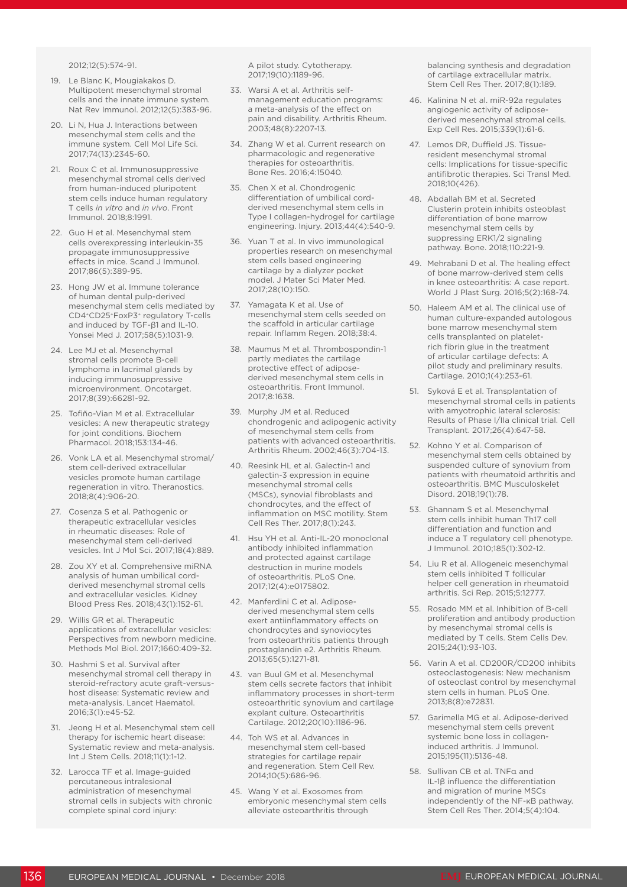2012;12(5):574-91.

19. Le Blanc K, Mougiakakos D. Multipotent mesenchymal stromal cells and the innate immune system. Nat Rev Immunol. 2012;12(5):383-96.
20. Li N, Hua J. Interactions between mesenchymal stem cells and the immune system. Cell Mol Life Sci. 2017;74(13):2345-60.
21. Roux C et al. Immunosuppressive mesenchymal stromal cells derived from human-induced pluripotent stem cells induce human regulatory T cells *in vitro* and *in vivo*. Front Immunol. 2018;8:1991.
22. Guo H et al. Mesenchymal stem cells overexpressing interleukin-35 propagate immunosuppressive effects in mice. Scand J Immunol. 2017;86(5):389-95.
23. Hong JW et al. Immune tolerance of human dental pulp-derived mesenchymal stem cells mediated by $CD4^{+}CD25^{+}FoxP3^{+}$ regulatory T-cells and induced by TGF-β1 and IL-10. Yonsei Med J. 2017;58(5):1031-9.
24. Lee MJ et al. Mesenchymal stromal cells promote B-cell lymphoma in lacrimal glands by inducing immunosuppressive microenvironment. Oncotarget. 2017;8(39):66281-92.
25. Tofiño-Vian M et al. Extracellular vesicles: A new therapeutic strategy for joint conditions. Biochem Pharmacol. 2018;153:134-46.
26. Vonk LA et al. Mesenchymal stromal/stem cell-derived extracellular vesicles promote human cartilage regeneration in vitro. Theranostics. 2018;8(4):906-20.
27. Cosenza S et al. Pathogenic or therapeutic extracellular vesicles in rheumatic diseases: Role of mesenchymal stem cell-derived vesicles. Int J Mol Sci. 2017;18(4):889.
28. Zou XY et al. Comprehensive miRNA analysis of human umbilical cord-derived mesenchymal stromal cells and extracellular vesicles. Kidney Blood Press Res. 2018;43(1):152-61.
29. Willis GR et al. Therapeutic applications of extracellular vesicles: Perspectives from newborn medicine. Methods Mol Biol. 2017;1660:409-32.
30. Hashmi S et al. Survival after mesenchymal stromal cell therapy in steroid-refractory acute graft-versus-host disease: Systematic review and meta-analysis. Lancet Haematol. 2016;3(1):e45-52.
31. Jeong H et al. Mesenchymal stem cell therapy for ischemic heart disease: Systematic review and meta-analysis. Int J Stem Cells. 2018;11(1):1-12.
32. Larocca TF et al. Image-guided percutaneous intralesional administration of mesenchymal stromal cells in subjects with chronic complete spinal cord injury: A pilot study. Cytotherapy. 2017;19(10):1189-96.
33. Warsi A et al. Arthritis self-management education programs: a meta-analysis of the effect on pain and disability. Arthritis Rheum. 2003;48(8):2207-13.
34. Zhang W et al. Current research on pharmacologic and regenerative therapies for osteoarthritis. Bone Res. 2016;4:15040.
35. Chen X et al. Chondrogenic differentiation of umbilical cord-derived mesenchymal stem cells in Type I collagen-hydrogel for cartilage engineering. Injury. 2013;44(4):540-9.
36. Yuan T et al. In vivo immunological properties research on mesenchymal stem cells based engineering cartilage by a dialyzer pocket model. J Mater Sci Mater Med. 2017;28(10):150.
37. Yamagata K et al. Use of mesenchymal stem cells seeded on the scaffold in articular cartilage repair. Inflamm Regen. 2018;38:4.
38. Maumus M et al. Thrombospondin-1 partly mediates the cartilage protective effect of adipose-derived mesenchymal stem cells in osteoarthritis. Front Immunol. 2017;8:1638.
39. Murphy JM et al. Reduced chondrogenic and adipogenic activity of mesenchymal stem cells from patients with advanced osteoarthritis. Arthritis Rheum. 2002;46(3):704-13.
40. Reesink HL et al. Galectin-1 and galectin-3 expression in equine mesenchymal stromal cells (MSCs), synovial fibroblasts and chondrocytes, and the effect of inflammation on MSC motility. Stem Cell Res Ther. 2017;8(1):243.
41. Hsu YH et al. Anti-IL-20 monoclonal antibody inhibited inflammation and protected against cartilage destruction in murine models of osteoarthritis. PLoS One. 2017;12(4):e0175802.
42. Manferdini C et al. Adipose-derived mesenchymal stem cells exert antiinflammatory effects on chondrocytes and synoviocytes from osteoarthritis patients through prostaglandin e2. Arthritis Rheum. 2013;65(5):1271-81.
43. van Buul GM et al. Mesenchymal stem cells secrete factors that inhibit inflammatory processes in short-term osteoarthritic synovium and cartilage explant culture. Osteoarthritis Cartilage. 2012;20(10):1186-96.
44. Toh WS et al. Advances in mesenchymal stem cell-based strategies for cartilage repair and regeneration. Stem Cell Rev. 2014;10(5):686-96.
45. Wang Y et al. Exosomes from embryonic mesenchymal stem cells alleviate osteoarthritis through balancing synthesis and degradation of cartilage extracellular matrix. Stem Cell Res Ther. 2017;8(1):189.
46. Kalinina N et al. miR-92a regulates angiogenic activity of adipose-derived mesenchymal stromal cells. Exp Cell Res. 2015;339(1):61-6.
47. Lemos DR, Duffield JS. Tissue-resident mesenchymal stromal cells: Implications for tissue-specific antifibrotic therapies. Sci Transl Med. 2018;10(426).
48. Abdallah BM et al. Secreted Clusterin protein inhibits osteoblast differentiation of bone marrow mesenchymal stem cells by suppressing ERK1/2 signaling pathway. Bone. 2018;110:221-9.
49. Mehrabani D et al. The healing effect of bone marrow-derived stem cells in knee osteoarthritis: A case report. World J Plast Surg. 2016;5(2):168-74.
50. Haleem AM et al. The clinical use of human culture-expanded autologous bone marrow mesenchymal stem cells transplanted on platelet-rich fibrin glue in the treatment of articular cartilage defects: A pilot study and preliminary results. Cartilage. 2010;1(4):253-61.
51. Syková E et al. Transplantation of mesenchymal stromal cells in patients with amyotrophic lateral sclerosis: Results of Phase I/IIa clinical trial. Cell Transplant. 2017;26(4):647-58.
52. Kohno Y et al. Comparison of mesenchymal stem cells obtained by suspended culture of synovium from patients with rheumatoid arthritis and osteoarthritis. BMC Musculoskelet Disord. 2018;19(1):78.
53. Ghannam S et al. Mesenchymal stem cells inhibit human Th17 cell differentiation and function and induce a T regulatory cell phenotype. J Immunol. 2010;185(1):302-12.
54. Liu R et al. Allogeneic mesenchymal stem cells inhibited T follicular helper cell generation in rheumatoid arthritis. Sci Rep. 2015;5:12777.
55. Rosado MM et al. Inhibition of B-cell proliferation and antibody production by mesenchymal stromal cells is mediated by T cells. Stem Cells Dev. 2015;24(1):93-103.
56. Varin A et al. CD200R/CD200 inhibits osteoclastogenesis: New mechanism of osteoclast control by mesenchymal stem cells in human. PLoS One. 2013;8(8):e72831.
57. Garimella MG et al. Adipose-derived mesenchymal stem cells prevent systemic bone loss in collagen-induced arthritis. J Immunol. 2015;195(11):5136-48.
58. Sullivan CB et al. TNFα and IL-1β influence the differentiation and migration of murine MSCs independently of the NF-κB pathway. Stem Cell Res Ther. 2014;5(4):104.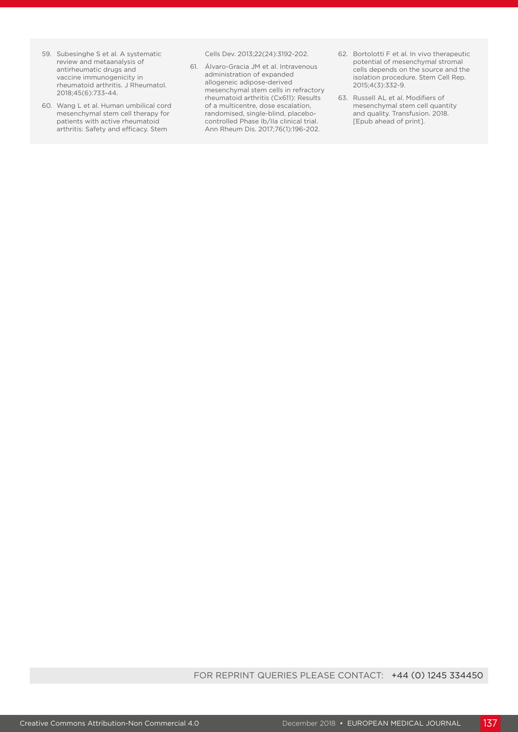59. Subesinghe S et al. A systematic review and metaanalysis of antirheumatic drugs and vaccine immunogenicity in rheumatoid arthritis. J Rheumatol. 2018;45(6):733-44.
60. Wang L et al. Human umbilical cord mesenchymal stem cell therapy for patients with active rheumatoid arthritis: Safety and efficacy. Stem Cells Dev. 2013;22(24):3192-202.
61. Álvaro-Gracia JM et al. Intravenous administration of expanded allogeneic adipose-derived mesenchymal stem cells in refractory rheumatoid arthritis (Cx611): Results of a multicentre, dose escalation, randomised, single-blind, placebo-controlled Phase Ib/IIa clinical trial. Ann Rheum Dis. 2017;76(1):196-202.
62. Bortolotti F et al. In vivo therapeutic potential of mesenchymal stromal cells depends on the source and the isolation procedure. Stem Cell Rep. 2015;4(3):332-9.
63. Russell AL et al. Modifiers of mesenchymal stem cell quantity and quality. Transfusion. 2018. [Epub ahead of print].

FOR REPRINT QUERIES PLEASE CONTACT: +44 (0) 1245 334450

Creative Commons Attribution-Non Commercial 4.0